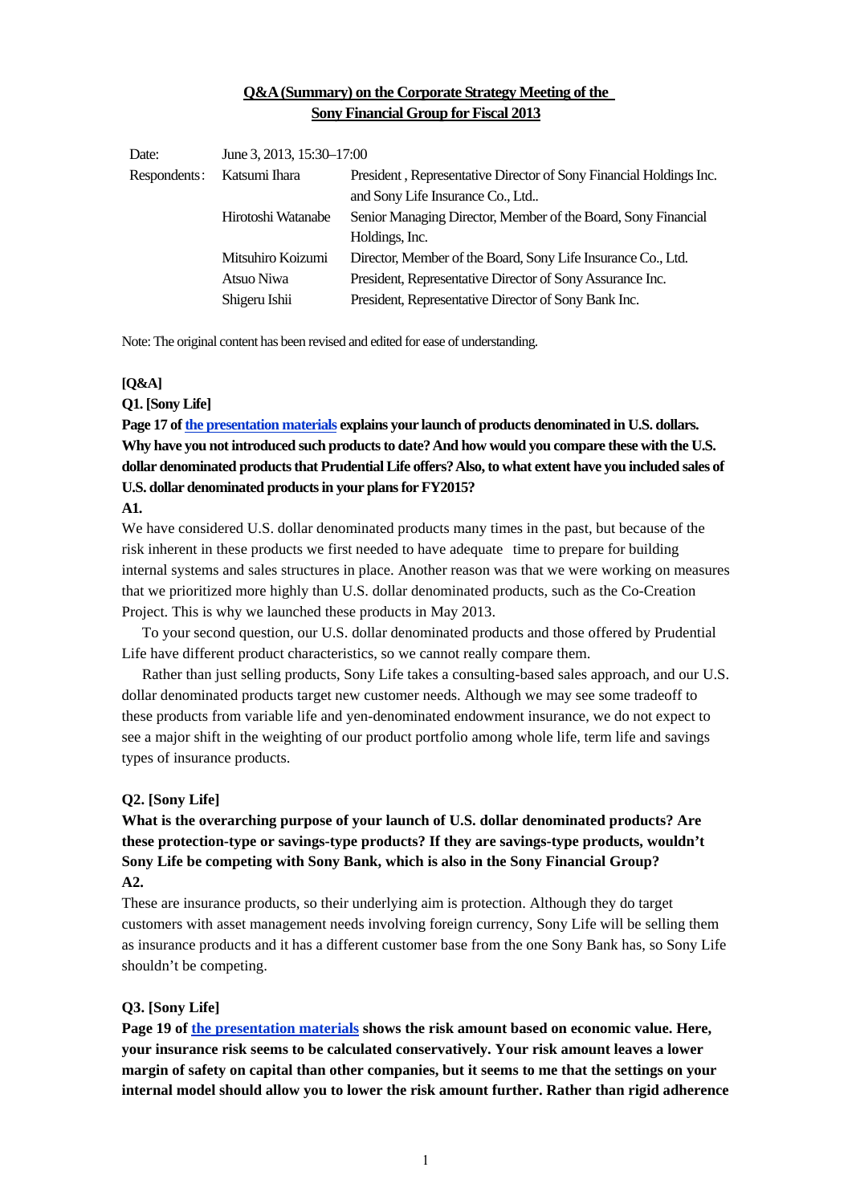# Q&A (Summary) on the Corporate Strategy Meeting of the Sony Financial Group for Fiscal 2013

| | | |
|---|---|---|
| Date: | June 3, 2013, 15:30–17:00 | |
| Respondents: | Katsumi Ihara | President , Representative Director of Sony Financial Holdings Inc. and Sony Life Insurance Co., Ltd.. |
| | Hirotoshi Watanabe | Senior Managing Director, Member of the Board, Sony Financial Holdings, Inc. |
| | Mitsuhiro Koizumi | Director, Member of the Board, Sony Life Insurance Co., Ltd. |
| | Atsuo Niwa | President, Representative Director of Sony Assurance Inc. |
| | Shigeru Ishii | President, Representative Director of Sony Bank Inc. |

Note: The original content has been revised and edited for ease of understanding.

**[Q&A]**

**Q1. [Sony Life]**

**Page 17 of the presentation materials explains your launch of products denominated in U.S. dollars. Why have you not introduced such products to date? And how would you compare these with the U.S. dollar denominated products that Prudential Life offers? Also, to what extent have you included sales of U.S. dollar denominated products in your plans for FY2015?**

**A1.**

We have considered U.S. dollar denominated products many times in the past, but because of the risk inherent in these products we first needed to have adequate time to prepare for building internal systems and sales structures in place. Another reason was that we were working on measures that we prioritized more highly than U.S. dollar denominated products, such as the Co-Creation Project. This is why we launched these products in May 2013.

To your second question, our U.S. dollar denominated products and those offered by Prudential Life have different product characteristics, so we cannot really compare them.

Rather than just selling products, Sony Life takes a consulting-based sales approach, and our U.S. dollar denominated products target new customer needs. Although we may see some tradeoff to these products from variable life and yen-denominated endowment insurance, we do not expect to see a major shift in the weighting of our product portfolio among whole life, term life and savings types of insurance products.

**Q2. [Sony Life]**

**What is the overarching purpose of your launch of U.S. dollar denominated products? Are these protection-type or savings-type products? If they are savings-type products, wouldn't Sony Life be competing with Sony Bank, which is also in the Sony Financial Group?**

**A2.**

These are insurance products, so their underlying aim is protection. Although they do target customers with asset management needs involving foreign currency, Sony Life will be selling them as insurance products and it has a different customer base from the one Sony Bank has, so Sony Life shouldn't be competing.

**Q3. [Sony Life]**

**Page 19 of the presentation materials shows the risk amount based on economic value. Here, your insurance risk seems to be calculated conservatively. Your risk amount leaves a lower margin of safety on capital than other companies, but it seems to me that the settings on your internal model should allow you to lower the risk amount further. Rather than rigid adherence**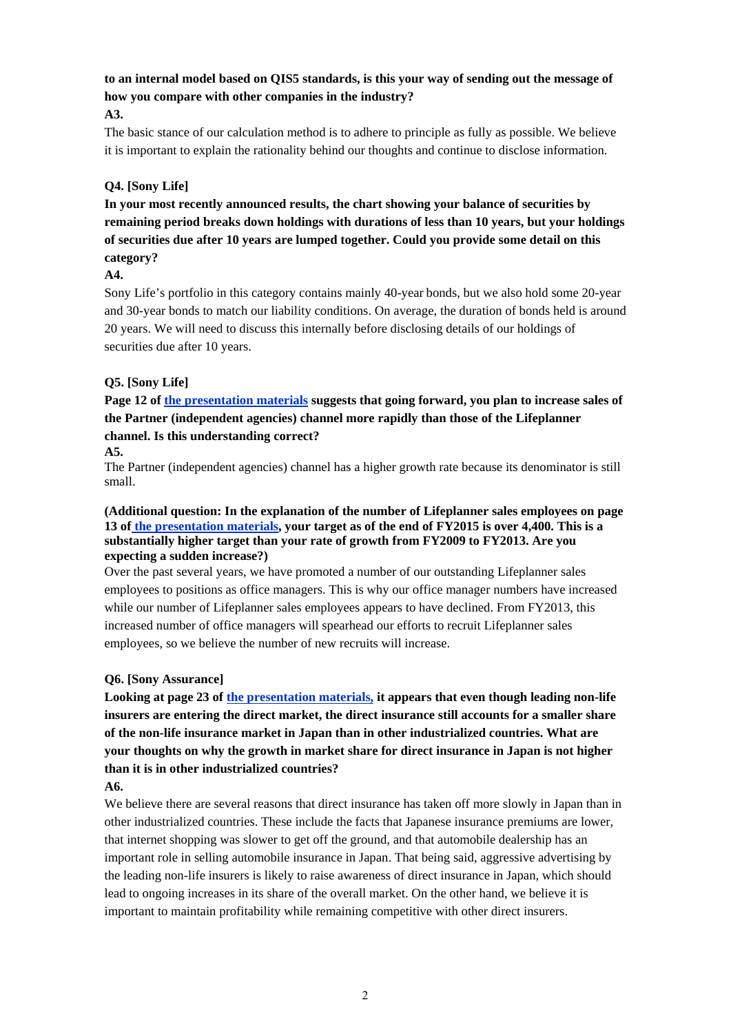**to an internal model based on QIS5 standards, is this your way of sending out the message of how you compare with other companies in the industry?**

**A3.**

The basic stance of our calculation method is to adhere to principle as fully as possible. We believe it is important to explain the rationality behind our thoughts and continue to disclose information.

**Q4. [Sony Life]**

**In your most recently announced results, the chart showing your balance of securities by remaining period breaks down holdings with durations of less than 10 years, but your holdings of securities due after 10 years are lumped together. Could you provide some detail on this category?**

**A4.**

Sony Life's portfolio in this category contains mainly 40-year bonds, but we also hold some 20-year and 30-year bonds to match our liability conditions. On average, the duration of bonds held is around 20 years. We will need to discuss this internally before disclosing details of our holdings of securities due after 10 years.

**Q5. [Sony Life]**

**Page 12 of the presentation materials suggests that going forward, you plan to increase sales of the Partner (independent agencies) channel more rapidly than those of the Lifeplanner channel. Is this understanding correct?**

**A5.**

The Partner (independent agencies) channel has a higher growth rate because its denominator is still small.

**(Additional question: In the explanation of the number of Lifeplanner sales employees on page 13 of the presentation materials, your target as of the end of FY2015 is over 4,400. This is a substantially higher target than your rate of growth from FY2009 to FY2013. Are you expecting a sudden increase?)**

Over the past several years, we have promoted a number of our outstanding Lifeplanner sales employees to positions as office managers. This is why our office manager numbers have increased while our number of Lifeplanner sales employees appears to have declined. From FY2013, this increased number of office managers will spearhead our efforts to recruit Lifeplanner sales employees, so we believe the number of new recruits will increase.

**Q6. [Sony Assurance]**

**Looking at page 23 of the presentation materials, it appears that even though leading non-life insurers are entering the direct market, the direct insurance still accounts for a smaller share of the non-life insurance market in Japan than in other industrialized countries. What are your thoughts on why the growth in market share for direct insurance in Japan is not higher than it is in other industrialized countries?**

**A6.**

We believe there are several reasons that direct insurance has taken off more slowly in Japan than in other industrialized countries. These include the facts that Japanese insurance premiums are lower, that internet shopping was slower to get off the ground, and that automobile dealership has an important role in selling automobile insurance in Japan. That being said, aggressive advertising by the leading non-life insurers is likely to raise awareness of direct insurance in Japan, which should lead to ongoing increases in its share of the overall market. On the other hand, we believe it is important to maintain profitability while remaining competitive with other direct insurers.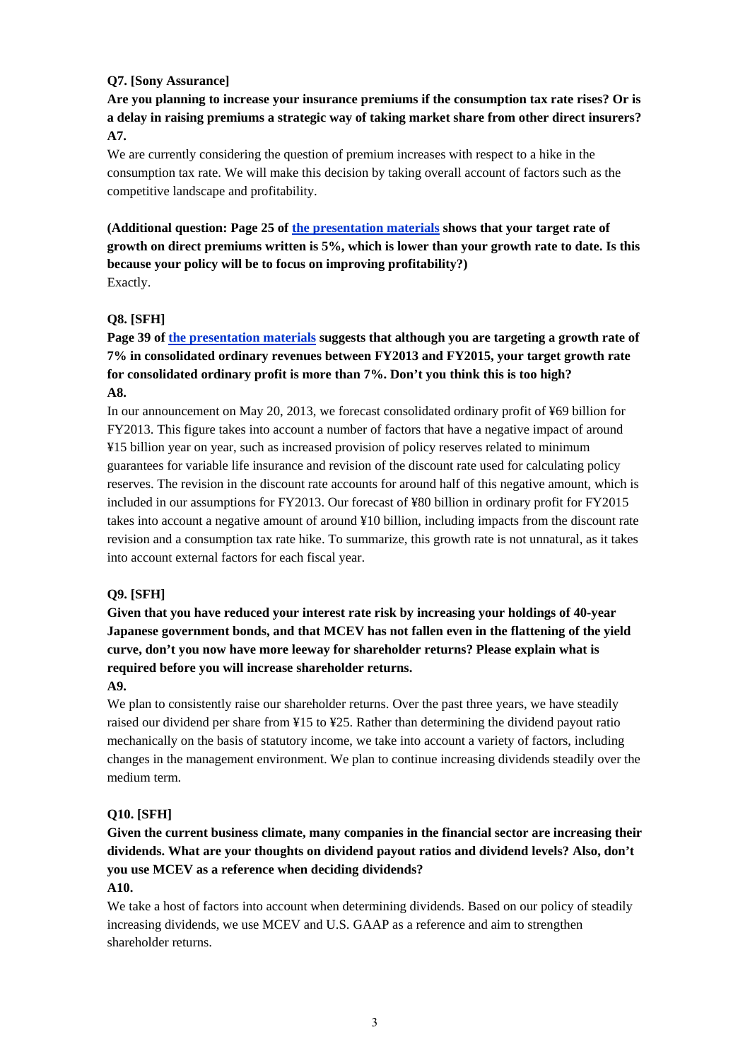**Q7. [Sony Assurance]**

**Are you planning to increase your insurance premiums if the consumption tax rate rises? Or is a delay in raising premiums a strategic way of taking market share from other direct insurers?**

**A7.**

We are currently considering the question of premium increases with respect to a hike in the consumption tax rate. We will make this decision by taking overall account of factors such as the competitive landscape and profitability.

**(Additional question: Page 25 of the presentation materials shows that your target rate of growth on direct premiums written is 5%, which is lower than your growth rate to date. Is this because your policy will be to focus on improving profitability?)**

Exactly.

**Q8. [SFH]**

**Page 39 of the presentation materials suggests that although you are targeting a growth rate of 7% in consolidated ordinary revenues between FY2013 and FY2015, your target growth rate for consolidated ordinary profit is more than 7%. Don't you think this is too high?**

**A8.**

In our announcement on May 20, 2013, we forecast consolidated ordinary profit of ¥69 billion for FY2013. This figure takes into account a number of factors that have a negative impact of around ¥15 billion year on year, such as increased provision of policy reserves related to minimum guarantees for variable life insurance and revision of the discount rate used for calculating policy reserves. The revision in the discount rate accounts for around half of this negative amount, which is included in our assumptions for FY2013. Our forecast of ¥80 billion in ordinary profit for FY2015 takes into account a negative amount of around ¥10 billion, including impacts from the discount rate revision and a consumption tax rate hike. To summarize, this growth rate is not unnatural, as it takes into account external factors for each fiscal year.

**Q9. [SFH]**

**Given that you have reduced your interest rate risk by increasing your holdings of 40-year Japanese government bonds, and that MCEV has not fallen even in the flattening of the yield curve, don't you now have more leeway for shareholder returns? Please explain what is required before you will increase shareholder returns.**

**A9.**

We plan to consistently raise our shareholder returns. Over the past three years, we have steadily raised our dividend per share from ¥15 to ¥25. Rather than determining the dividend payout ratio mechanically on the basis of statutory income, we take into account a variety of factors, including changes in the management environment. We plan to continue increasing dividends steadily over the medium term.

**Q10. [SFH]**

**Given the current business climate, many companies in the financial sector are increasing their dividends. What are your thoughts on dividend payout ratios and dividend levels? Also, don't you use MCEV as a reference when deciding dividends?**

**A10.**

We take a host of factors into account when determining dividends. Based on our policy of steadily increasing dividends, we use MCEV and U.S. GAAP as a reference and aim to strengthen shareholder returns.